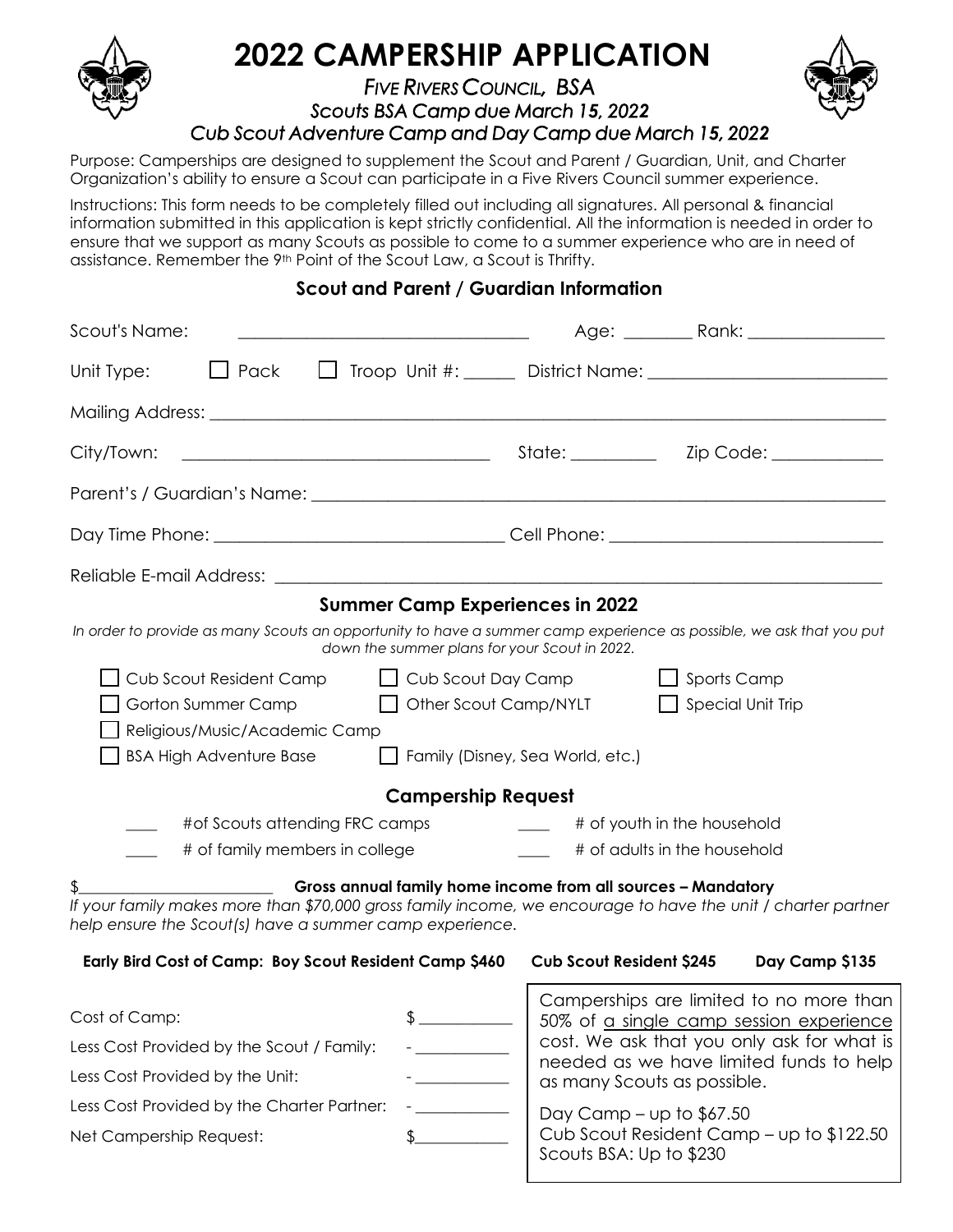# 2022 CAMPERSHIP APPLICATION

*FIVE RIVERS COUNCIL, BSA*

*Scouts BSA Camp due March 15, 2022*

*Cub Scout Adventure Camp and Day Camp due March 15, 2022*

Purpose: Camperships are designed to supplement the Scout and Parent / Guardian, Unit, and Charter Organization's ability to ensure a Scout can participate in a Five Rivers Council summer experience.

Instructions: This form needs to be completely filled out including all signatures. All personal & financial information submitted in this application is kept strictly confidential. All the information is needed in order to ensure that we support as many Scouts as possible to come to a summer experience who are in need of assistance. Remember the 9th Point of the Scout Law, a Scout is Thrifty.

## Scout and Parent / Guardian Information

Scout's Name: ______________________________ Age: ________ Rank: _______________

Unit Type: ☐ Pack ☐ Troop Unit #: ______ District Name: __________________________

Mailing Address: ____________________________________________________________

City/Town: ________________________________ State: _________ Zip Code: ____________

Parent's / Guardian's Name: ____________________________________________________

Day Time Phone: ______________________________ Cell Phone: ____________________________

Reliable E-mail Address: ________________________________________________________

## Summer Camp Experiences in 2022

*In order to provide as many Scouts an opportunity to have a summer camp experience as possible, we ask that you put down the summer plans for your Scout in 2022.*

☐ Cub Scout Resident Camp ☐ Cub Scout Day Camp ☐ Sports Camp

☐ Gorton Summer Camp ☐ Other Scout Camp/NYLT ☐ Special Unit Trip

☐ Religious/Music/Academic Camp

☐ BSA High Adventure Base ☐ Family (Disney, Sea World, etc.)

## Campership Request

____ #of Scouts attending FRC camps ____ # of youth in the household

____ # of family members in college ____ # of adults in the household

$________________________ **Gross annual family home income from all sources – Mandatory**

*If your family makes more than $70,000 gross family income, we encourage to have the unit / charter partner help ensure the Scout(s) have a summer camp experience.*

**Early Bird Cost of Camp: Boy Scout Resident Camp $460 Cub Scout Resident $245 Day Camp $135**

Cost of Camp: $ ___________

Less Cost Provided by the Scout / Family: - ___________

Less Cost Provided by the Unit: - ___________

Less Cost Provided by the Charter Partner: - ___________

Net Campership Request: $___________

Camperships are limited to no more than 50% of a single camp session experience cost. We ask that you only ask for what is needed as we have limited funds to help as many Scouts as possible.

Day Camp – up to $67.50
Cub Scout Resident Camp – up to $122.50
Scouts BSA: Up to $230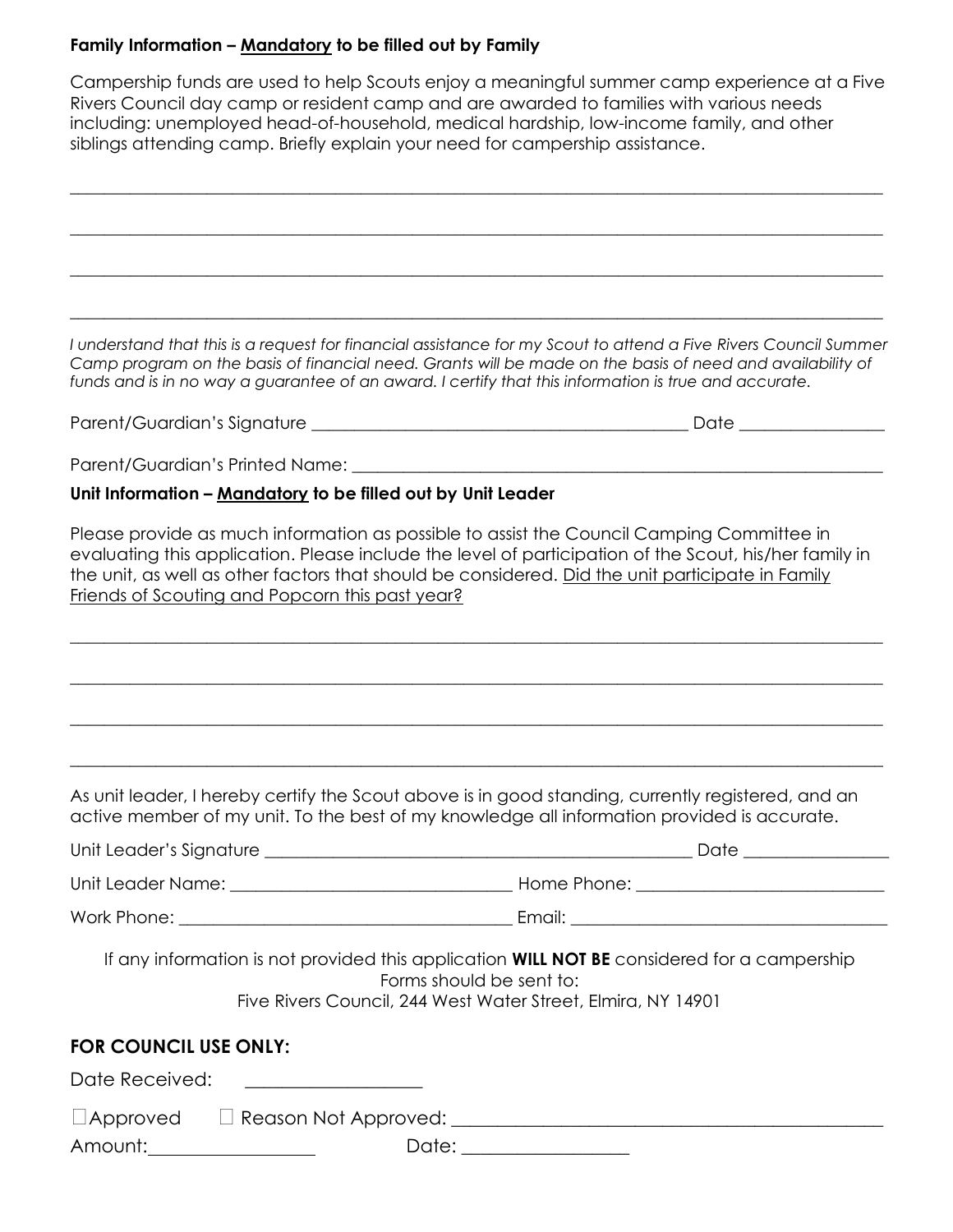**Family Information – <u>Mandatory</u> to be filled out by Family**

Campership funds are used to help Scouts enjoy a meaningful summer camp experience at a Five Rivers Council day camp or resident camp and are awarded to families with various needs including: unemployed head-of-household, medical hardship, low-income family, and other siblings attending camp. Briefly explain your need for campership assistance.

\_\_\_\_\_\_\_\_\_\_\_\_\_\_\_\_\_\_\_\_\_\_\_\_\_\_\_\_\_\_\_\_\_\_\_\_\_\_\_\_\_\_\_\_\_\_\_\_\_\_\_\_\_\_\_\_\_\_\_\_\_\_\_\_\_\_\_\_\_\_\_\_\_\_\_\_\_\_

\_\_\_\_\_\_\_\_\_\_\_\_\_\_\_\_\_\_\_\_\_\_\_\_\_\_\_\_\_\_\_\_\_\_\_\_\_\_\_\_\_\_\_\_\_\_\_\_\_\_\_\_\_\_\_\_\_\_\_\_\_\_\_\_\_\_\_\_\_\_\_\_\_\_\_\_\_\_

\_\_\_\_\_\_\_\_\_\_\_\_\_\_\_\_\_\_\_\_\_\_\_\_\_\_\_\_\_\_\_\_\_\_\_\_\_\_\_\_\_\_\_\_\_\_\_\_\_\_\_\_\_\_\_\_\_\_\_\_\_\_\_\_\_\_\_\_\_\_\_\_\_\_\_\_\_\_

\_\_\_\_\_\_\_\_\_\_\_\_\_\_\_\_\_\_\_\_\_\_\_\_\_\_\_\_\_\_\_\_\_\_\_\_\_\_\_\_\_\_\_\_\_\_\_\_\_\_\_\_\_\_\_\_\_\_\_\_\_\_\_\_\_\_\_\_\_\_\_\_\_\_\_\_\_\_

*I understand that this is a request for financial assistance for my Scout to attend a Five Rivers Council Summer Camp program on the basis of financial need. Grants will be made on the basis of need and availability of funds and is in no way a guarantee of an award. I certify that this information is true and accurate.*

Parent/Guardian's Signature \_\_\_\_\_\_\_\_\_\_\_\_\_\_\_\_\_\_\_\_\_\_\_\_\_\_\_\_\_\_\_\_\_\_\_\_\_\_\_\_\_\_ Date \_\_\_\_\_\_\_\_\_\_\_\_\_\_\_

Parent/Guardian's Printed Name: \_\_\_\_\_\_\_\_\_\_\_\_\_\_\_\_\_\_\_\_\_\_\_\_\_\_\_\_\_\_\_\_\_\_\_\_\_\_\_\_\_\_\_\_\_\_\_\_\_\_\_\_\_\_\_\_\_\_

**Unit Information – <u>Mandatory</u> to be filled out by Unit Leader**

Please provide as much information as possible to assist the Council Camping Committee in evaluating this application. Please include the level of participation of the Scout, his/her family in the unit, as well as other factors that should be considered. <u>Did the unit participate in Family Friends of Scouting and Popcorn this past year?</u>

\_\_\_\_\_\_\_\_\_\_\_\_\_\_\_\_\_\_\_\_\_\_\_\_\_\_\_\_\_\_\_\_\_\_\_\_\_\_\_\_\_\_\_\_\_\_\_\_\_\_\_\_\_\_\_\_\_\_\_\_\_\_\_\_\_\_\_\_\_\_\_\_\_\_\_\_\_\_

\_\_\_\_\_\_\_\_\_\_\_\_\_\_\_\_\_\_\_\_\_\_\_\_\_\_\_\_\_\_\_\_\_\_\_\_\_\_\_\_\_\_\_\_\_\_\_\_\_\_\_\_\_\_\_\_\_\_\_\_\_\_\_\_\_\_\_\_\_\_\_\_\_\_\_\_\_\_

\_\_\_\_\_\_\_\_\_\_\_\_\_\_\_\_\_\_\_\_\_\_\_\_\_\_\_\_\_\_\_\_\_\_\_\_\_\_\_\_\_\_\_\_\_\_\_\_\_\_\_\_\_\_\_\_\_\_\_\_\_\_\_\_\_\_\_\_\_\_\_\_\_\_\_\_\_\_

\_\_\_\_\_\_\_\_\_\_\_\_\_\_\_\_\_\_\_\_\_\_\_\_\_\_\_\_\_\_\_\_\_\_\_\_\_\_\_\_\_\_\_\_\_\_\_\_\_\_\_\_\_\_\_\_\_\_\_\_\_\_\_\_\_\_\_\_\_\_\_\_\_\_\_\_\_\_

As unit leader, I hereby certify the Scout above is in good standing, currently registered, and an active member of my unit. To the best of my knowledge all information provided is accurate.

Unit Leader's Signature \_\_\_\_\_\_\_\_\_\_\_\_\_\_\_\_\_\_\_\_\_\_\_\_\_\_\_\_\_\_\_\_\_\_\_\_\_\_\_\_\_\_\_\_\_\_ Date \_\_\_\_\_\_\_\_\_\_\_\_\_\_\_

Unit Leader Name: \_\_\_\_\_\_\_\_\_\_\_\_\_\_\_\_\_\_\_\_\_\_\_\_\_\_\_\_\_\_ Home Phone: \_\_\_\_\_\_\_\_\_\_\_\_\_\_\_\_\_\_\_\_\_\_\_\_\_\_

Work Phone: \_\_\_\_\_\_\_\_\_\_\_\_\_\_\_\_\_\_\_\_\_\_\_\_\_\_\_\_\_\_\_\_\_\_\_\_ Email: \_\_\_\_\_\_\_\_\_\_\_\_\_\_\_\_\_\_\_\_\_\_\_\_\_\_\_\_\_\_\_\_\_\_

If any information is not provided this application **WILL NOT BE** considered for a campership
Forms should be sent to:
Five Rivers Council, 244 West Water Street, Elmira, NY 14901

## FOR COUNCIL USE ONLY:

Date Received: \_\_\_\_\_\_\_\_\_\_\_\_\_\_\_\_\_\_

☐ Approved ☐ Reason Not Approved: \_\_\_\_\_\_\_\_\_\_\_\_\_\_\_\_\_\_\_\_\_\_\_\_\_\_\_\_\_\_\_\_\_\_\_\_\_\_\_\_\_\_\_\_

Amount: \_\_\_\_\_\_\_\_\_\_\_\_\_\_\_\_\_ Date: \_\_\_\_\_\_\_\_\_\_\_\_\_\_\_\_\_